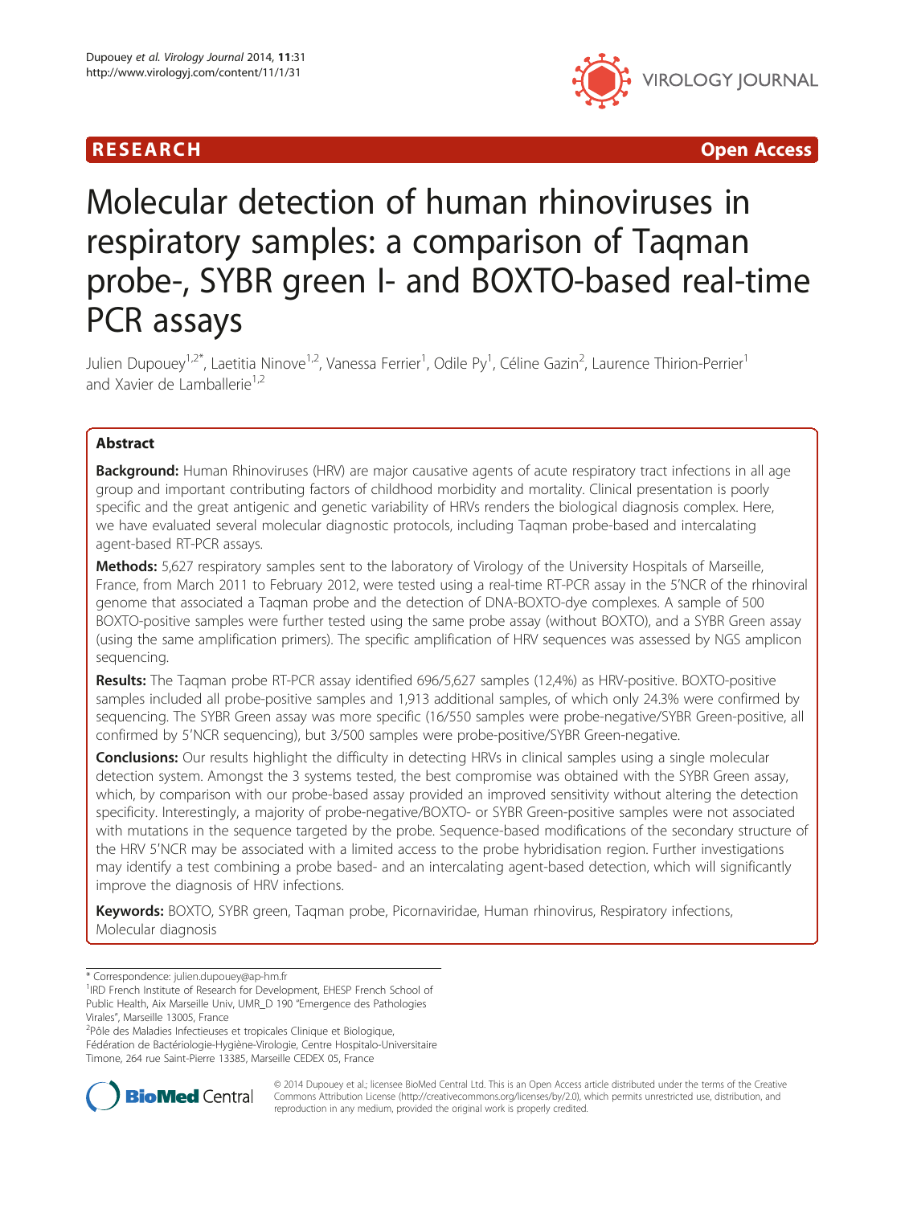RESEARCH Open Access

# Molecular detection of human rhinoviruses in respiratory samples: a comparison of Taqman probe-, SYBR green I- and BOXTO-based real-time PCR assays

Julien Dupouey[1,2*], Laetitia Ninove[1,2], Vanessa Ferrier[1], Odile Py[1], Céline Gazin[2], Laurence Thirion-Perrier[1] and Xavier de Lamballerie[1,2]

## Abstract

**Background:** Human Rhinoviruses (HRV) are major causative agents of acute respiratory tract infections in all age group and important contributing factors of childhood morbidity and mortality. Clinical presentation is poorly specific and the great antigenic and genetic variability of HRVs renders the biological diagnosis complex. Here, we have evaluated several molecular diagnostic protocols, including Taqman probe-based and intercalating agent-based RT-PCR assays.

**Methods:** 5,627 respiratory samples sent to the laboratory of Virology of the University Hospitals of Marseille, France, from March 2011 to February 2012, were tested using a real-time RT-PCR assay in the 5'NCR of the rhinoviral genome that associated a Taqman probe and the detection of DNA-BOXTO-dye complexes. A sample of 500 BOXTO-positive samples were further tested using the same probe assay (without BOXTO), and a SYBR Green assay (using the same amplification primers). The specific amplification of HRV sequences was assessed by NGS amplicon sequencing.

**Results:** The Taqman probe RT-PCR assay identified 696/5,627 samples (12,4%) as HRV-positive. BOXTO-positive samples included all probe-positive samples and 1,913 additional samples, of which only 24.3% were confirmed by sequencing. The SYBR Green assay was more specific (16/550 samples were probe-negative/SYBR Green-positive, all confirmed by 5'NCR sequencing), but 3/500 samples were probe-positive/SYBR Green-negative.

**Conclusions:** Our results highlight the difficulty in detecting HRVs in clinical samples using a single molecular detection system. Amongst the 3 systems tested, the best compromise was obtained with the SYBR Green assay, which, by comparison with our probe-based assay provided an improved sensitivity without altering the detection specificity. Interestingly, a majority of probe-negative/BOXTO- or SYBR Green-positive samples were not associated with mutations in the sequence targeted by the probe. Sequence-based modifications of the secondary structure of the HRV 5'NCR may be associated with a limited access to the probe hybridisation region. Further investigations may identify a test combining a probe based- and an intercalating agent-based detection, which will significantly improve the diagnosis of HRV infections.

**Keywords:** BOXTO, SYBR green, Taqman probe, Picornaviridae, Human rhinovirus, Respiratory infections, Molecular diagnosis

---

* Correspondence: julien.dupouey@ap-hm.fr
[1]IRD French Institute of Research for Development, EHESP French School of Public Health, Aix Marseille Univ, UMR_D 190 "Emergence des Pathologies Virales", Marseille 13005, France
[2]Pôle des Maladies Infectieuses et tropicales Clinique et Biologique, Fédération de Bactériologie-Hygiène-Virologie, Centre Hospitalo-Universitaire Timone, 264 rue Saint-Pierre 13385, Marseille CEDEX 05, France

© 2014 Dupouey et al.; licensee BioMed Central Ltd. This is an Open Access article distributed under the terms of the Creative Commons Attribution License (http://creativecommons.org/licenses/by/2.0), which permits unrestricted use, distribution, and reproduction in any medium, provided the original work is properly credited.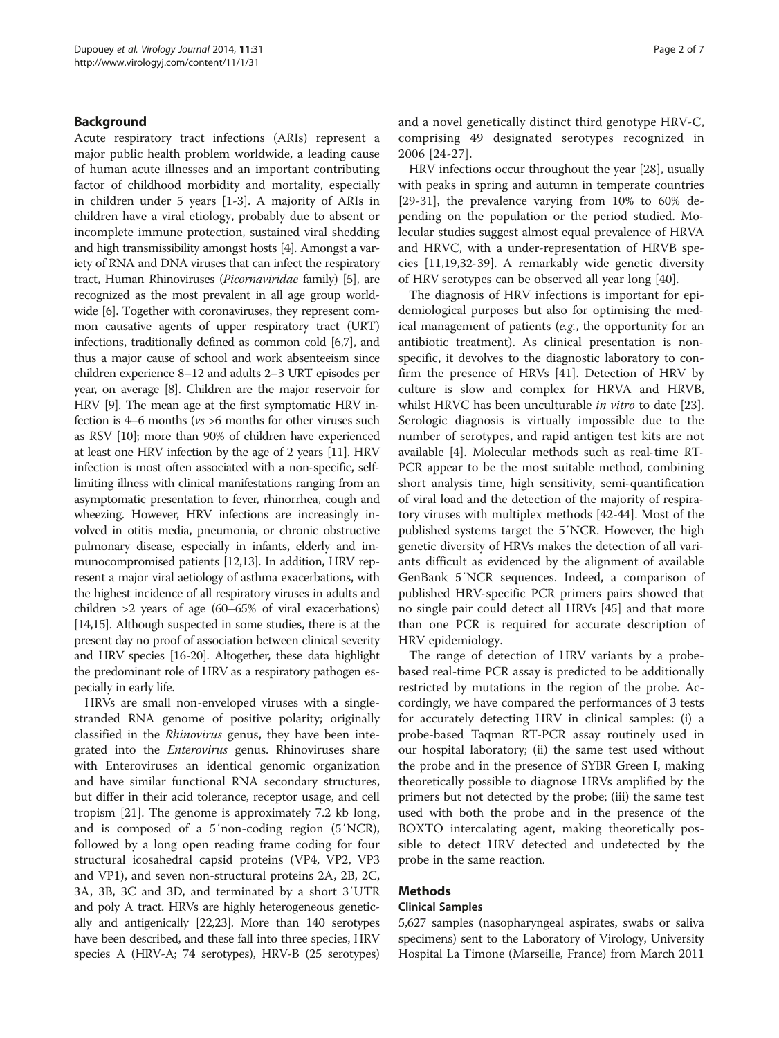## Background

Acute respiratory tract infections (ARIs) represent a major public health problem worldwide, a leading cause of human acute illnesses and an important contributing factor of childhood morbidity and mortality, especially in children under 5 years [1-3]. A majority of ARIs in children have a viral etiology, probably due to absent or incomplete immune protection, sustained viral shedding and high transmissibility amongst hosts [4]. Amongst a variety of RNA and DNA viruses that can infect the respiratory tract, Human Rhinoviruses (*Picornaviridae* family) [5], are recognized as the most prevalent in all age group worldwide [6]. Together with coronaviruses, they represent common causative agents of upper respiratory tract (URT) infections, traditionally defined as common cold [6,7], and thus a major cause of school and work absenteeism since children experience 8–12 and adults 2–3 URT episodes per year, on average [8]. Children are the major reservoir for HRV [9]. The mean age at the first symptomatic HRV infection is 4–6 months (*vs* >6 months for other viruses such as RSV [10]; more than 90% of children have experienced at least one HRV infection by the age of 2 years [11]. HRV infection is most often associated with a non-specific, self-limiting illness with clinical manifestations ranging from an asymptomatic presentation to fever, rhinorrhea, cough and wheezing. However, HRV infections are increasingly involved in otitis media, pneumonia, or chronic obstructive pulmonary disease, especially in infants, elderly and immunocompromised patients [12,13]. In addition, HRV represent a major viral aetiology of asthma exacerbations, with the highest incidence of all respiratory viruses in adults and children >2 years of age (60–65% of viral exacerbations) [14,15]. Although suspected in some studies, there is at the present day no proof of association between clinical severity and HRV species [16-20]. Altogether, these data highlight the predominant role of HRV as a respiratory pathogen especially in early life.

HRVs are small non-enveloped viruses with a single-stranded RNA genome of positive polarity; originally classified in the *Rhinovirus* genus, they have been integrated into the *Enterovirus* genus. Rhinoviruses share with Enteroviruses an identical genomic organization and have similar functional RNA secondary structures, but differ in their acid tolerance, receptor usage, and cell tropism [21]. The genome is approximately 7.2 kb long, and is composed of a 5′non-coding region (5′NCR), followed by a long open reading frame coding for four structural icosahedral capsid proteins (VP4, VP2, VP3 and VP1), and seven non-structural proteins 2A, 2B, 2C, 3A, 3B, 3C and 3D, and terminated by a short 3′UTR and poly A tract. HRVs are highly heterogeneous genetically and antigenically [22,23]. More than 140 serotypes have been described, and these fall into three species, HRV species A (HRV-A; 74 serotypes), HRV-B (25 serotypes) and a novel genetically distinct third genotype HRV-C, comprising 49 designated serotypes recognized in 2006 [24-27].

HRV infections occur throughout the year [28], usually with peaks in spring and autumn in temperate countries [29-31], the prevalence varying from 10% to 60% depending on the population or the period studied. Molecular studies suggest almost equal prevalence of HRVA and HRVC, with a under-representation of HRVB species [11,19,32-39]. A remarkably wide genetic diversity of HRV serotypes can be observed all year long [40].

The diagnosis of HRV infections is important for epidemiological purposes but also for optimising the medical management of patients (*e.g.*, the opportunity for an antibiotic treatment). As clinical presentation is non-specific, it devolves to the diagnostic laboratory to confirm the presence of HRVs [41]. Detection of HRV by culture is slow and complex for HRVA and HRVB, whilst HRVC has been unculturable *in vitro* to date [23]. Serologic diagnosis is virtually impossible due to the number of serotypes, and rapid antigen test kits are not available [4]. Molecular methods such as real-time RT-PCR appear to be the most suitable method, combining short analysis time, high sensitivity, semi-quantification of viral load and the detection of the majority of respiratory viruses with multiplex methods [42-44]. Most of the published systems target the 5′NCR. However, the high genetic diversity of HRVs makes the detection of all variants difficult as evidenced by the alignment of available GenBank 5′NCR sequences. Indeed, a comparison of published HRV-specific PCR primers pairs showed that no single pair could detect all HRVs [45] and that more than one PCR is required for accurate description of HRV epidemiology.

The range of detection of HRV variants by a probe-based real-time PCR assay is predicted to be additionally restricted by mutations in the region of the probe. Accordingly, we have compared the performances of 3 tests for accurately detecting HRV in clinical samples: (i) a probe-based Taqman RT-PCR assay routinely used in our hospital laboratory; (ii) the same test used without the probe and in the presence of SYBR Green I, making theoretically possible to diagnose HRVs amplified by the primers but not detected by the probe; (iii) the same test used with both the probe and in the presence of the BOXTO intercalating agent, making theoretically possible to detect HRV detected and undetected by the probe in the same reaction.

## Methods

### Clinical Samples

5,627 samples (nasopharyngeal aspirates, swabs or saliva specimens) sent to the Laboratory of Virology, University Hospital La Timone (Marseille, France) from March 2011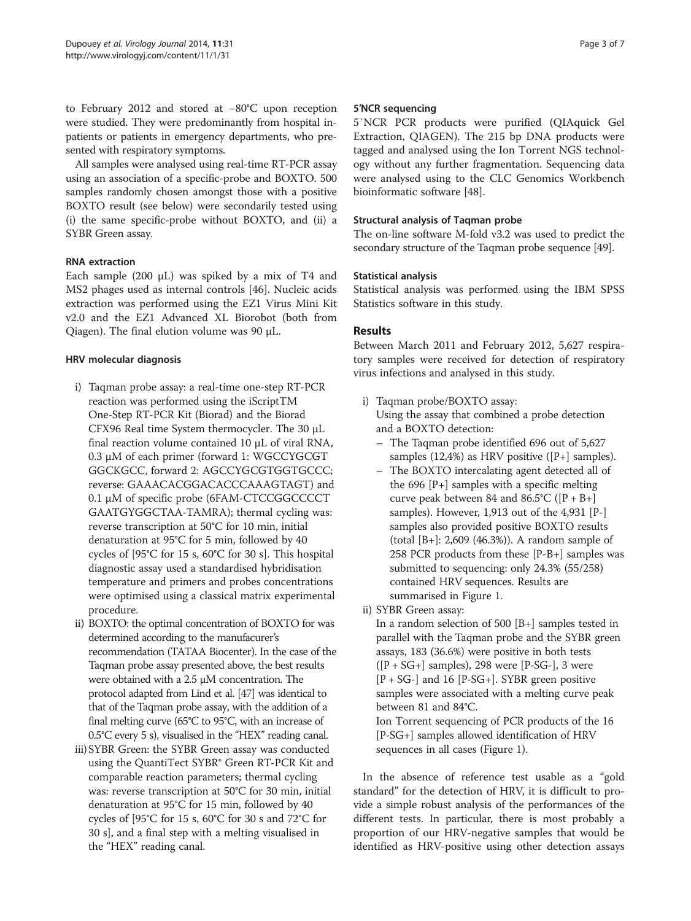to February 2012 and stored at −80°C upon reception were studied. They were predominantly from hospital inpatients or patients in emergency departments, who presented with respiratory symptoms.

All samples were analysed using real-time RT-PCR assay using an association of a specific-probe and BOXTO. 500 samples randomly chosen amongst those with a positive BOXTO result (see below) were secondarily tested using (i) the same specific-probe without BOXTO, and (ii) a SYBR Green assay.

### RNA extraction

Each sample (200 μL) was spiked by a mix of T4 and MS2 phages used as internal controls [46]. Nucleic acids extraction was performed using the EZ1 Virus Mini Kit v2.0 and the EZ1 Advanced XL Biorobot (both from Qiagen). The final elution volume was 90 μL.

### HRV molecular diagnosis

i) Taqman probe assay: a real-time one-step RT-PCR reaction was performed using the iScriptTM One-Step RT-PCR Kit (Biorad) and the Biorad CFX96 Real time System thermocycler. The 30 μL final reaction volume contained 10 μL of viral RNA, 0.3 μM of each primer (forward 1: WGCCYGCGT GGCKGCC, forward 2: AGCCYGCGTGGTGCCC; reverse: GAAACACGGACACCCAAAGTAGT) and 0.1 μM of specific probe (6FAM-CTCCGGCCCCT GAATGYGGCTAA-TAMRA); thermal cycling was: reverse transcription at 50°C for 10 min, initial denaturation at 95°C for 5 min, followed by 40 cycles of [95°C for 15 s, 60°C for 30 s]. This hospital diagnostic assay used a standardised hybridisation temperature and primers and probes concentrations were optimised using a classical matrix experimental procedure.
ii) BOXTO: the optimal concentration of BOXTO for was determined according to the manufacurer's recommendation (TATAA Biocenter). In the case of the Taqman probe assay presented above, the best results were obtained with a 2.5 μM concentration. The protocol adapted from Lind et al. [47] was identical to that of the Taqman probe assay, with the addition of a final melting curve (65°C to 95°C, with an increase of 0.5°C every 5 s), visualised in the "HEX" reading canal.
iii) SYBR Green: the SYBR Green assay was conducted using the QuantiTect SYBR® Green RT-PCR Kit and comparable reaction parameters; thermal cycling was: reverse transcription at 50°C for 30 min, initial denaturation at 95°C for 15 min, followed by 40 cycles of [95°C for 15 s, 60°C for 30 s and 72°C for 30 s], and a final step with a melting visualised in the "HEX" reading canal.

### 5′NCR sequencing

5′NCR PCR products were purified (QIAquick Gel Extraction, QIAGEN). The 215 bp DNA products were tagged and analysed using the Ion Torrent NGS technology without any further fragmentation. Sequencing data were analysed using to the CLC Genomics Workbench bioinformatic software [48].

### Structural analysis of Taqman probe

The on-line software M-fold v3.2 was used to predict the secondary structure of the Taqman probe sequence [49].

### Statistical analysis

Statistical analysis was performed using the IBM SPSS Statistics software in this study.

## Results

Between March 2011 and February 2012, 5,627 respiratory samples were received for detection of respiratory virus infections and analysed in this study.

i) Taqman probe/BOXTO assay:
Using the assay that combined a probe detection and a BOXTO detection:
   - The Taqman probe identified 696 out of 5,627 samples (12,4%) as HRV positive ([P+] samples).
   - The BOXTO intercalating agent detected all of the 696 [P+] samples with a specific melting curve peak between 84 and 86.5°C ([P + B+] samples). However, 1,913 out of the 4,931 [P-] samples also provided positive BOXTO results (total [B+]: 2,609 (46.3%)). A random sample of 258 PCR products from these [P-B+] samples was submitted to sequencing: only 24.3% (55/258) contained HRV sequences. Results are summarised in Figure 1.
ii) SYBR Green assay:
In a random selection of 500 [B+] samples tested in parallel with the Taqman probe and the SYBR green assays, 183 (36.6%) were positive in both tests ([P + SG+] samples), 298 were [P-SG-], 3 were [P + SG-] and 16 [P-SG+]. SYBR green positive samples were associated with a melting curve peak between 81 and 84°C.
Ion Torrent sequencing of PCR products of the 16 [P-SG+] samples allowed identification of HRV sequences in all cases (Figure 1).

In the absence of reference test usable as a "gold standard" for the detection of HRV, it is difficult to provide a simple robust analysis of the performances of the different tests. In particular, there is most probably a proportion of our HRV-negative samples that would be identified as HRV-positive using other detection assays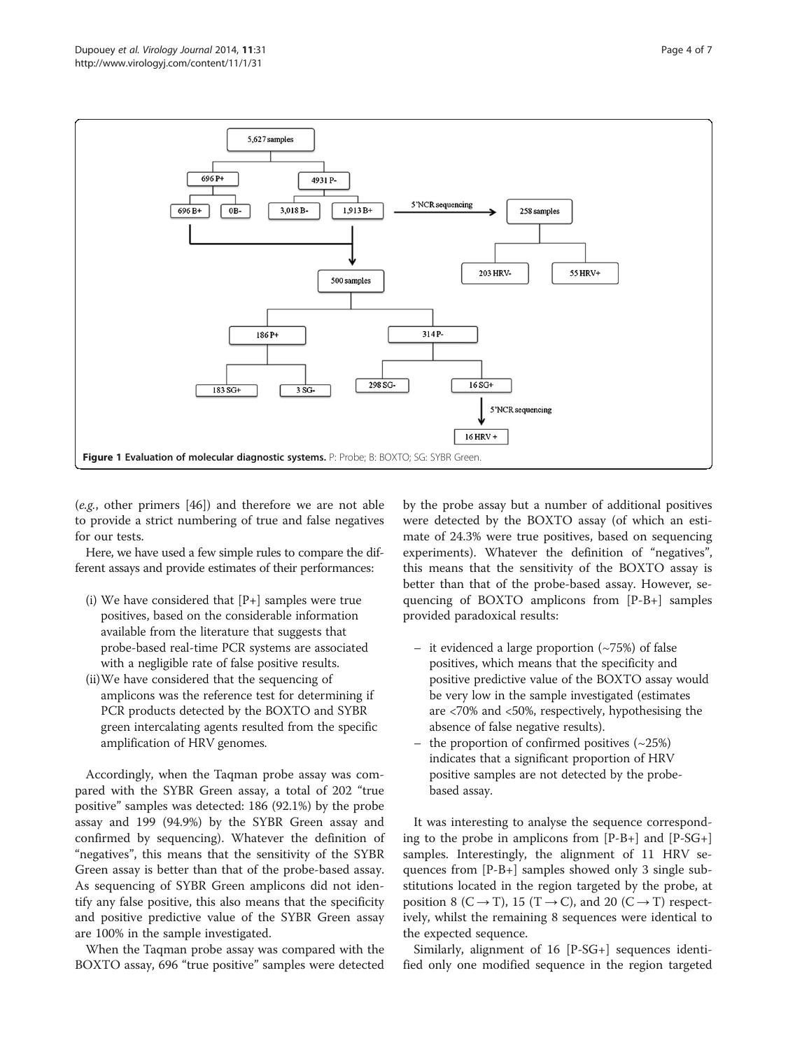**Figure 1 Evaluation of molecular diagnostic systems.** P: Probe; B: BOXTO; SG: SYBR Green.

(*e.g.*, other primers [46]) and therefore we are not able to provide a strict numbering of true and false negatives for our tests.

Here, we have used a few simple rules to compare the different assays and provide estimates of their performances:

(i) We have considered that [P+] samples were true positives, based on the considerable information available from the literature that suggests that probe-based real-time PCR systems are associated with a negligible rate of false positive results.

(ii) We have considered that the sequencing of amplicons was the reference test for determining if PCR products detected by the BOXTO and SYBR green intercalating agents resulted from the specific amplification of HRV genomes.

Accordingly, when the Taqman probe assay was compared with the SYBR Green assay, a total of 202 "true positive" samples was detected: 186 (92.1%) by the probe assay and 199 (94.9%) by the SYBR Green assay and confirmed by sequencing). Whatever the definition of "negatives", this means that the sensitivity of the SYBR Green assay is better than that of the probe-based assay. As sequencing of SYBR Green amplicons did not identify any false positive, this also means that the specificity and positive predictive value of the SYBR Green assay are 100% in the sample investigated.

When the Taqman probe assay was compared with the BOXTO assay, 696 "true positive" samples were detected by the probe assay but a number of additional positives were detected by the BOXTO assay (of which an estimate of 24.3% were true positives, based on sequencing experiments). Whatever the definition of "negatives", this means that the sensitivity of the BOXTO assay is better than that of the probe-based assay. However, sequencing of BOXTO amplicons from [P-B+] samples provided paradoxical results:

– it evidenced a large proportion (~75%) of false positives, which means that the specificity and positive predictive value of the BOXTO assay would be very low in the sample investigated (estimates are <70% and <50%, respectively, hypothesising the absence of false negative results).

– the proportion of confirmed positives (~25%) indicates that a significant proportion of HRV positive samples are not detected by the probe-based assay.

It was interesting to analyse the sequence corresponding to the probe in amplicons from [P-B+] and [P-SG+] samples. Interestingly, the alignment of 11 HRV sequences from [P-B+] samples showed only 3 single substitutions located in the region targeted by the probe, at position 8 (C → T), 15 (T → C), and 20 (C → T) respectively, whilst the remaining 8 sequences were identical to the expected sequence.

Similarly, alignment of 16 [P-SG+] sequences identified only one modified sequence in the region targeted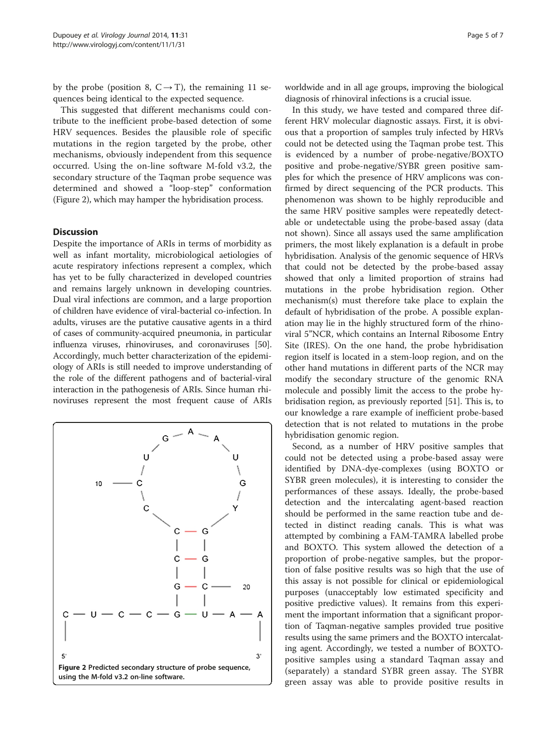by the probe (position 8, C → T), the remaining 11 sequences being identical to the expected sequence.

This suggested that different mechanisms could contribute to the inefficient probe-based detection of some HRV sequences. Besides the plausible role of specific mutations in the region targeted by the probe, other mechanisms, obviously independent from this sequence occurred. Using the on-line software M-fold v3.2, the secondary structure of the Taqman probe sequence was determined and showed a "loop-step" conformation (Figure 2), which may hamper the hybridisation process.

## Discussion

Despite the importance of ARIs in terms of morbidity as well as infant mortality, microbiological aetiologies of acute respiratory infections represent a complex, which has yet to be fully characterized in developed countries and remains largely unknown in developing countries. Dual viral infections are common, and a large proportion of children have evidence of viral-bacterial co-infection. In adults, viruses are the putative causative agents in a third of cases of community-acquired pneumonia, in particular influenza viruses, rhinoviruses, and coronaviruses [50]. Accordingly, much better characterization of the epidemiology of ARIs is still needed to improve understanding of the role of the different pathogens and of bacterial-viral interaction in the pathogenesis of ARIs. Since human rhinoviruses represent the most frequent cause of ARIs

G A A
U U
10 C G
C Y
C G
C G
G C 20
C U C C G U A A
5' 3'

Figure 2 Predicted secondary structure of probe sequence, using the M-fold v3.2 on-line software.

worldwide and in all age groups, improving the biological diagnosis of rhinoviral infections is a crucial issue.

In this study, we have tested and compared three different HRV molecular diagnostic assays. First, it is obvious that a proportion of samples truly infected by HRVs could not be detected using the Taqman probe test. This is evidenced by a number of probe-negative/BOXTO positive and probe-negative/SYBR green positive samples for which the presence of HRV amplicons was confirmed by direct sequencing of the PCR products. This phenomenon was shown to be highly reproducible and the same HRV positive samples were repeatedly detectable or undetectable using the probe-based assay (data not shown). Since all assays used the same amplification primers, the most likely explanation is a default in probe hybridisation. Analysis of the genomic sequence of HRVs that could not be detected by the probe-based assay showed that only a limited proportion of strains had mutations in the probe hybridisation region. Other mechanism(s) must therefore take place to explain the default of hybridisation of the probe. A possible explanation may lie in the highly structured form of the rhinoviral 5"NCR, which contains an Internal Ribosome Entry Site (IRES). On the one hand, the probe hybridisation region itself is located in a stem-loop region, and on the other hand mutations in different parts of the NCR may modify the secondary structure of the genomic RNA molecule and possibly limit the access to the probe hybridisation region, as previously reported [51]. This is, to our knowledge a rare example of inefficient probe-based detection that is not related to mutations in the probe hybridisation genomic region.

Second, as a number of HRV positive samples that could not be detected using a probe-based assay were identified by DNA-dye-complexes (using BOXTO or SYBR green molecules), it is interesting to consider the performances of these assays. Ideally, the probe-based detection and the intercalating agent-based reaction should be performed in the same reaction tube and detected in distinct reading canals. This is what was attempted by combining a FAM-TAMRA labelled probe and BOXTO. This system allowed the detection of a proportion of probe-negative samples, but the proportion of false positive results was so high that the use of this assay is not possible for clinical or epidemiological purposes (unacceptably low estimated specificity and positive predictive values). It remains from this experiment the important information that a significant proportion of Taqman-negative samples provided true positive results using the same primers and the BOXTO intercalating agent. Accordingly, we tested a number of BOXTO-positive samples using a standard Taqman assay and (separately) a standard SYBR green assay. The SYBR green assay was able to provide positive results in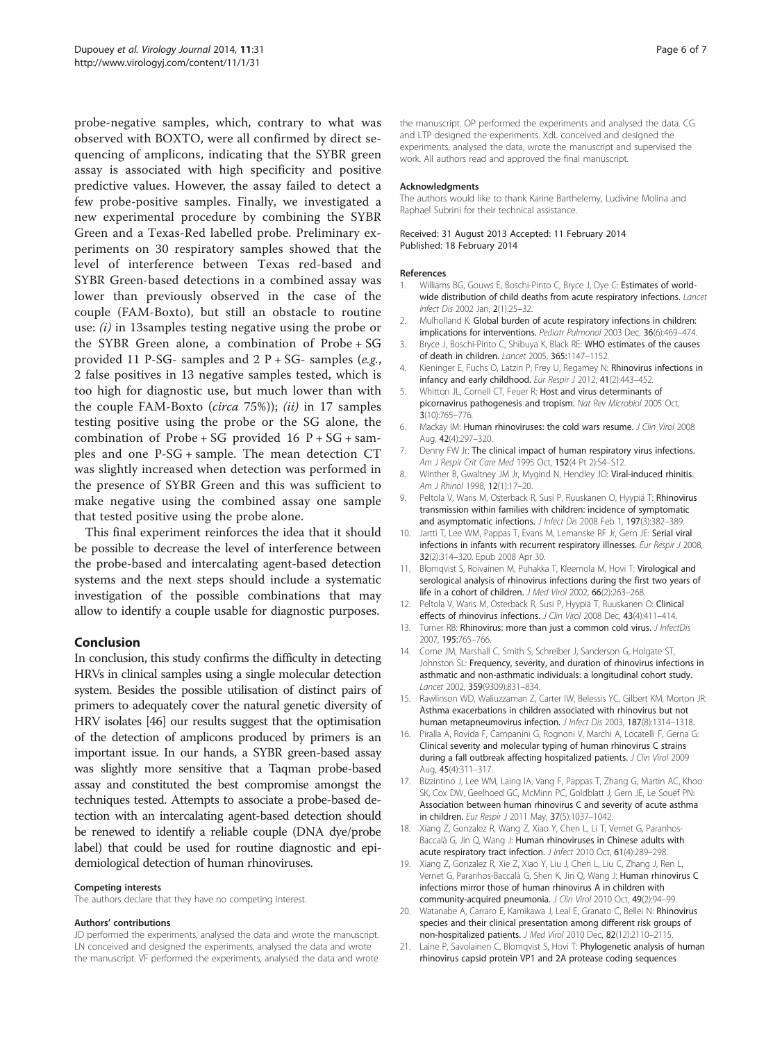probe-negative samples, which, contrary to what was observed with BOXTO, were all confirmed by direct sequencing of amplicons, indicating that the SYBR green assay is associated with high specificity and positive predictive values. However, the assay failed to detect a few probe-positive samples. Finally, we investigated a new experimental procedure by combining the SYBR Green and a Texas-Red labelled probe. Preliminary experiments on 30 respiratory samples showed that the level of interference between Texas red-based and SYBR Green-based detections in a combined assay was lower than previously observed in the case of the couple (FAM-Boxto), but still an obstacle to routine use: *(i)* in 13samples testing negative using the probe or the SYBR Green alone, a combination of Probe + SG provided 11 P-SG- samples and 2 P + SG- samples (*e.g.*, 2 false positives in 13 negative samples tested, which is too high for diagnostic use, but much lower than with the couple FAM-Boxto (*circa* 75%)); *(ii)* in 17 samples testing positive using the probe or the SG alone, the combination of Probe + SG provided 16 P + SG + samples and one P-SG + sample. The mean detection CT was slightly increased when detection was performed in the presence of SYBR Green and this was sufficient to make negative using the combined assay one sample that tested positive using the probe alone.

This final experiment reinforces the idea that it should be possible to decrease the level of interference between the probe-based and intercalating agent-based detection systems and the next steps should include a systematic investigation of the possible combinations that may allow to identify a couple usable for diagnostic purposes.

## Conclusion

In conclusion, this study confirms the difficulty in detecting HRVs in clinical samples using a single molecular detection system. Besides the possible utilisation of distinct pairs of primers to adequately cover the natural genetic diversity of HRV isolates [46] our results suggest that the optimisation of the detection of amplicons produced by primers is an important issue. In our hands, a SYBR green-based assay was slightly more sensitive that a Taqman probe-based assay and constituted the best compromise amongst the techniques tested. Attempts to associate a probe-based detection with an intercalating agent-based detection should be renewed to identify a reliable couple (DNA dye/probe label) that could be used for routine diagnostic and epidemiological detection of human rhinoviruses.

#### Competing interests

The authors declare that they have no competing interest.

#### Authors' contributions

JD performed the experiments, analysed the data and wrote the manuscript. LN conceived and designed the experiments, analysed the data and wrote the manuscript. VF performed the experiments, analysed the data and wrote the manuscript. OP performed the experiments and analysed the data. CG and LTP designed the experiments. XdL conceived and designed the experiments, analysed the data, wrote the manuscript and supervised the work. All authors read and approved the final manuscript.

#### Acknowledgments

The authors would like to thank Karine Barthelemy, Ludivine Molina and Raphael Subrini for their technical assistance.

Received: 31 August 2013 Accepted: 11 February 2014
Published: 18 February 2014

#### References

1. Williams BG, Gouws E, Boschi-Pinto C, Bryce J, Dye C: **Estimates of world-wide distribution of child deaths from acute respiratory infections.** *Lancet Infect Dis* 2002 Jan, **2**(1):25–32.
2. Mulholland K: **Global burden of acute respiratory infections in children: implications for interventions.** *Pediatr Pulmonol* 2003 Dec, **36**(6):469–474.
3. Bryce J, Boschi-Pinto C, Shibuya K, Black RE: **WHO estimates of the causes of death in children.** *Lancet* 2005, **365**:1147–1152.
4. Kieninger E, Fuchs O, Latzin P, Frey U, Regamey N: **Rhinovirus infections in infancy and early childhood.** *Eur Respir J* 2012, **41**(2):443–452.
5. Whitton JL, Cornell CT, Feuer R: **Host and virus determinants of picornavirus pathogenesis and tropism.** *Nat Rev Microbiol* 2005 Oct, **3**(10):765–776.
6. Mackay IM: **Human rhinoviruses: the cold wars resume.** *J Clin Virol* 2008 Aug, **42**(4):297–320.
7. Denny FW Jr: **The clinical impact of human respiratory virus infections.** *Am J Respir Crit Care Med* 1995 Oct, **152**(4 Pt 2):S4–S12.
8. Winther B, Gwaltney JM Jr, Mygind N, Hendley JO: **Viral-induced rhinitis.** *Am J Rhinol* 1998, **12**(1):17–20.
9. Peltola V, Waris M, Osterback R, Susi P, Ruuskanen O, Hyypiä T: **Rhinovirus transmission within families with children: incidence of symptomatic and asymptomatic infections.** *J Infect Dis* 2008 Feb 1, **197**(3):382–389.
10. Jartti T, Lee WM, Pappas T, Evans M, Lemanske RF Jr, Gern JE: **Serial viral infections in infants with recurrent respiratory illnesses.** *Eur Respir J* 2008, **32**(2):314–320. Epub 2008 Apr 30.
11. Blomqvist S, Roivainen M, Puhakka T, Kleemola M, Hovi T: **Virological and serological analysis of rhinovirus infections during the first two years of life in a cohort of children.** *J Med Virol* 2002, **66**(2):263–268.
12. Peltola V, Waris M, Osterback R, Susi P, Hyypiä T, Ruuskanen O: **Clinical effects of rhinovirus infections.** *J Clin Virol* 2008 Dec, **43**(4):411–414.
13. Turner RB: **Rhinovirus: more than just a common cold virus.** *J InfectDis* 2007, **195**:765–766.
14. Corne JM, Marshall C, Smith S, Schreiber J, Sanderson G, Holgate ST, Johnston SL: **Frequency, severity, and duration of rhinovirus infections in asthmatic and non-asthmatic individuals: a longitudinal cohort study.** *Lancet* 2002, **359**(9309):831–834.
15. Rawlinson WD, Waliuzzaman Z, Carter IW, Belessis YC, Gilbert KM, Morton JR: **Asthma exacerbations in children associated with rhinovirus but not human metapneumovirus infection.** *J Infect Dis* 2003, **187**(8):1314–1318.
16. Piralla A, Rovida F, Campanini G, Rognoni V, Marchi A, Locatelli F, Gerna G: **Clinical severity and molecular typing of human rhinovirus C strains during a fall outbreak affecting hospitalized patients.** *J Clin Virol* 2009 Aug, **45**(4):311–317.
17. Bizzintino J, Lee WM, Laing IA, Vang F, Pappas T, Zhang G, Martin AC, Khoo SK, Cox DW, Geelhoed GC, McMinn PC, Goldblatt J, Gern JE, Le Souëf PN: **Association between human rhinovirus C and severity of acute asthma in children.** *Eur Respir J* 2011 May, **37**(5):1037–1042.
18. Xiang Z, Gonzalez R, Wang Z, Xiao Y, Chen L, Li T, Vernet G, Paranhos-Baccalà G, Jin Q, Wang J: **Human rhinoviruses in Chinese adults with acute respiratory tract infection.** *J Infect* 2010 Oct, **61**(4):289–298.
19. Xiang Z, Gonzalez R, Xie Z, Xiao Y, Liu J, Chen L, Liu C, Zhang J, Ren L, Vernet G, Paranhos-Baccalà G, Shen K, Jin Q, Wang J: **Human rhinovirus C infections mirror those of human rhinovirus A in children with community-acquired pneumonia.** *J Clin Virol* 2010 Oct, **49**(2):94–99.
20. Watanabe A, Carraro E, Kamikawa J, Leal E, Granato C, Bellei N: **Rhinovirus species and their clinical presentation among different risk groups of non-hospitalized patients.** *J Med Virol* 2010 Dec, **82**(12):2110–2115.
21. Laine P, Savolainen C, Blomqvist S, Hovi T: **Phylogenetic analysis of human rhinovirus capsid protein VP1 and 2A protease coding sequences**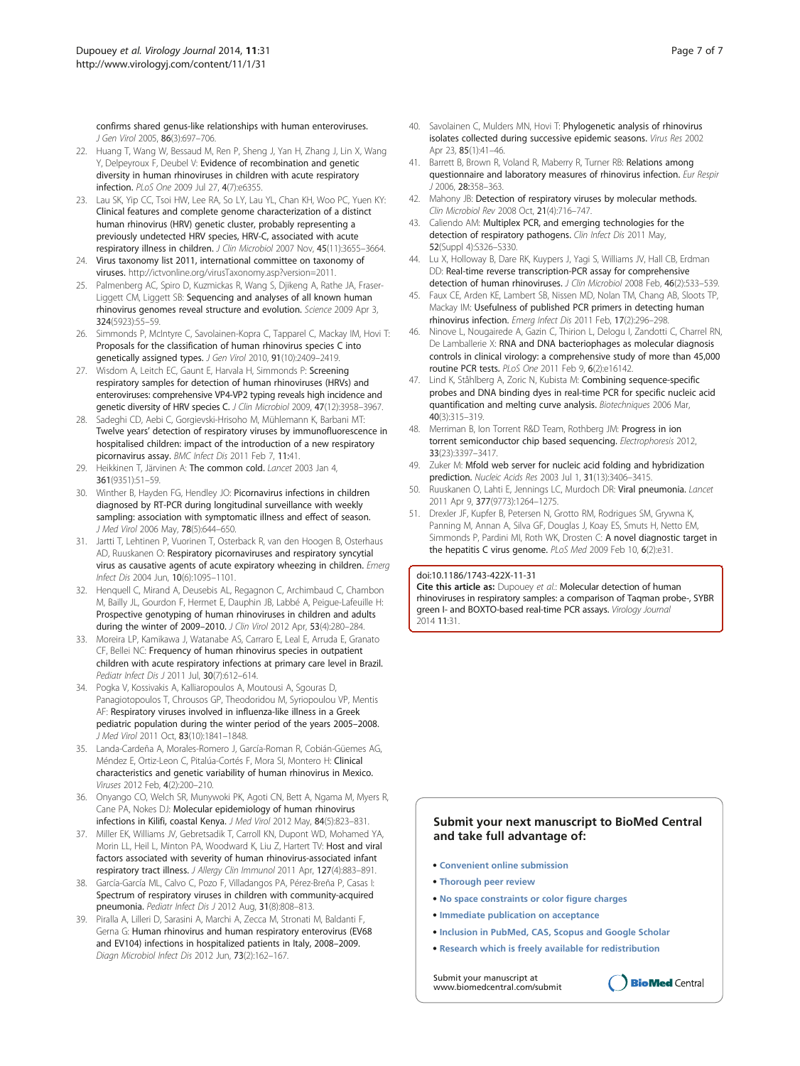confirms shared genus-like relationships with human enteroviruses. *J Gen Virol* 2005, **86**(3):697–706.

22. Huang T, Wang W, Bessaud M, Ren P, Sheng J, Yan H, Zhang J, Lin X, Wang Y, Delpeyroux F, Deubel V: **Evidence of recombination and genetic diversity in human rhinoviruses in children with acute respiratory infection.** *PLoS One* 2009 Jul 27, **4**(7):e6355.
23. Lau SK, Yip CC, Tsoi HW, Lee RA, So LY, Lau YL, Chan KH, Woo PC, Yuen KY: **Clinical features and complete genome characterization of a distinct human rhinovirus (HRV) genetic cluster, probably representing a previously undetected HRV species, HRV-C, associated with acute respiratory illness in children.** *J Clin Microbiol* 2007 Nov, **45**(11):3655–3664.
24. **Virus taxonomy list 2011, international committee on taxonomy of viruses.** http://ictvonline.org/virusTaxonomy.asp?version=2011.
25. Palmenberg AC, Spiro D, Kuzmickas R, Wang S, Djikeng A, Rathe JA, Fraser-Liggett CM, Liggett SB: **Sequencing and analyses of all known human rhinovirus genomes reveal structure and evolution.** *Science* 2009 Apr 3, **324**(5923):55–59.
26. Simmonds P, McIntyre C, Savolainen-Kopra C, Tapparel C, Mackay IM, Hovi T: **Proposals for the classification of human rhinovirus species C into genetically assigned types.** *J Gen Virol* 2010, **91**(10):2409–2419.
27. Wisdom A, Leitch EC, Gaunt E, Harvala H, Simmonds P: **Screening respiratory samples for detection of human rhinoviruses (HRVs) and enteroviruses: comprehensive VP4-VP2 typing reveals high incidence and genetic diversity of HRV species C.** *J Clin Microbiol* 2009, **47**(12):3958–3967.
28. Sadeghi CD, Aebi C, Gorgievski-Hrisoho M, Mühlemann K, Barbani MT: **Twelve years' detection of respiratory viruses by immunofluorescence in hospitalised children: impact of the introduction of a new respiratory picornavirus assay.** *BMC Infect Dis* 2011 Feb 7, **11**:41.
29. Heikkinen T, Järvinen A: **The common cold.** *Lancet* 2003 Jan 4, **361**(9351):51–59.
30. Winther B, Hayden FG, Hendley JO: **Picornavirus infections in children diagnosed by RT-PCR during longitudinal surveillance with weekly sampling: association with symptomatic illness and effect of season.** *J Med Virol* 2006 May, **78**(5):644–650.
31. Jartti T, Lehtinen P, Vuorinen T, Osterback R, van den Hoogen B, Osterhaus AD, Ruuskanen O: **Respiratory picornaviruses and respiratory syncytial virus as causative agents of acute expiratory wheezing in children.** *Emerg Infect Dis* 2004 Jun, **10**(6):1095–1101.
32. Henquell C, Mirand A, Deusebis AL, Regagnon C, Archimbaud C, Chambon M, Bailly JL, Gourdon F, Hermet E, Dauphin JB, Labbé A, Peigue-Lafeuille H: **Prospective genotyping of human rhinoviruses in children and adults during the winter of 2009–2010.** *J Clin Virol* 2012 Apr, **53**(4):280–284.
33. Moreira LP, Kamikawa J, Watanabe AS, Carraro E, Leal E, Arruda E, Granato CF, Bellei NC: **Frequency of human rhinovirus species in outpatient children with acute respiratory infections at primary care level in Brazil.** *Pediatr Infect Dis J* 2011 Jul, **30**(7):612–614.
34. Pogka V, Kossivakis A, Kalliaropoulos A, Moutousi A, Sgouras D, Panagiotopoulos T, Chrousos GP, Theodoridou M, Syriopoulou VP, Mentis AF: **Respiratory viruses involved in influenza-like illness in a Greek pediatric population during the winter period of the years 2005–2008.** *J Med Virol* 2011 Oct, **83**(10):1841–1848.
35. Landa-Cardeña A, Morales-Romero J, García-Roman R, Cobián-Güemes AG, Méndez E, Ortiz-Leon C, Pitalúa-Cortés F, Mora SI, Montero H: **Clinical characteristics and genetic variability of human rhinovirus in Mexico.** *Viruses* 2012 Feb, **4**(2):200–210.
36. Onyango CO, Welch SR, Munywoki PK, Agoti CN, Bett A, Ngama M, Myers R, Cane PA, Nokes DJ: **Molecular epidemiology of human rhinovirus infections in Kilifi, coastal Kenya.** *J Med Virol* 2012 May, **84**(5):823–831.
37. Miller EK, Williams JV, Gebretsadik T, Carroll KN, Dupont WD, Mohamed YA, Morin LL, Heil L, Minton PA, Woodward K, Liu Z, Hartert TV: **Host and viral factors associated with severity of human rhinovirus-associated infant respiratory tract illness.** *J Allergy Clin Immunol* 2011 Apr, **127**(4):883–891.
38. García-García ML, Calvo C, Pozo F, Villadangos PA, Pérez-Breña P, Casas I: **Spectrum of respiratory viruses in children with community-acquired pneumonia.** *Pediatr Infect Dis J* 2012 Aug, **31**(8):808–813.
39. Piralla A, Lilleri D, Sarasini A, Marchi A, Zecca M, Stronati M, Baldanti F, Gerna G: **Human rhinovirus and human respiratory enterovirus (EV68 and EV104) infections in hospitalized patients in Italy, 2008–2009.** *Diagn Microbiol Infect Dis* 2012 Jun, **73**(2):162–167.
40. Savolainen C, Mulders MN, Hovi T: **Phylogenetic analysis of rhinovirus isolates collected during successive epidemic seasons.** *Virus Res* 2002 Apr 23, **85**(1):41–46.
41. Barrett B, Brown R, Voland R, Maberry R, Turner RB: **Relations among questionnaire and laboratory measures of rhinovirus infection.** *Eur Respir J* 2006, **28**:358–363.
42. Mahony JB: **Detection of respiratory viruses by molecular methods.** *Clin Microbiol Rev* 2008 Oct, **21**(4):716–747.
43. Caliendo AM: **Multiplex PCR, and emerging technologies for the detection of respiratory pathogens.** *Clin Infect Dis* 2011 May, **52**(Suppl 4):S326–S330.
44. Lu X, Holloway B, Dare RK, Kuypers J, Yagi S, Williams JV, Hall CB, Erdman DD: **Real-time reverse transcription-PCR assay for comprehensive detection of human rhinoviruses.** *J Clin Microbiol* 2008 Feb, **46**(2):533–539.
45. Faux CE, Arden KE, Lambert SB, Nissen MD, Nolan TM, Chang AB, Sloots TP, Mackay IM: **Usefulness of published PCR primers in detecting human rhinovirus infection.** *Emerg Infect Dis* 2011 Feb, **17**(2):296–298.
46. Ninove L, Nougairede A, Gazin C, Thirion L, Delogu I, Zandotti C, Charrel RN, De Lamballerie X: **RNA and DNA bacteriophages as molecular diagnosis controls in clinical virology: a comprehensive study of more than 45,000 routine PCR tests.** *PLoS One* 2011 Feb 9, **6**(2):e16142.
47. Lind K, Ståhlberg A, Zoric N, Kubista M: **Combining sequence-specific probes and DNA binding dyes in real-time PCR for specific nucleic acid quantification and melting curve analysis.** *Biotechniques* 2006 Mar, **40**(3):315–319.
48. Merriman B, Ion Torrent R&D Team, Rothberg JM: **Progress in ion torrent semiconductor chip based sequencing.** *Electrophoresis* 2012, **33**(23):3397–3417.
49. Zuker M: **Mfold web server for nucleic acid folding and hybridization prediction.** *Nucleic Acids Res* 2003 Jul 1, **31**(13):3406–3415.
50. Ruuskanen O, Lahti E, Jennings LC, Murdoch DR: **Viral pneumonia.** *Lancet* 2011 Apr 9, **377**(9773):1264–1275.
51. Drexler JF, Kupfer B, Petersen N, Grotto RM, Rodrigues SM, Grywna K, Panning M, Annan A, Silva GF, Douglas J, Koay ES, Smuts H, Netto EM, Simmonds P, Pardini MI, Roth WK, Drosten C: **A novel diagnostic target in the hepatitis C virus genome.** *PLoS Med* 2009 Feb 10, **6**(2):e31.

doi:10.1186/1743-422X-11-31
**Cite this article as:** Dupouey *et al.*: Molecular detection of human rhinoviruses in respiratory samples: a comparison of Taqman probe-, SYBR green I- and BOXTO-based real-time PCR assays. *Virology Journal* 2014 **11**:31.

**Submit your next manuscript to BioMed Central and take full advantage of:**

- Convenient online submission
- Thorough peer review
- No space constraints or color figure charges
- Immediate publication on acceptance
- Inclusion in PubMed, CAS, Scopus and Google Scholar
- Research which is freely available for redistribution

Submit your manuscript at www.biomedcentral.com/submit

BioMed Central